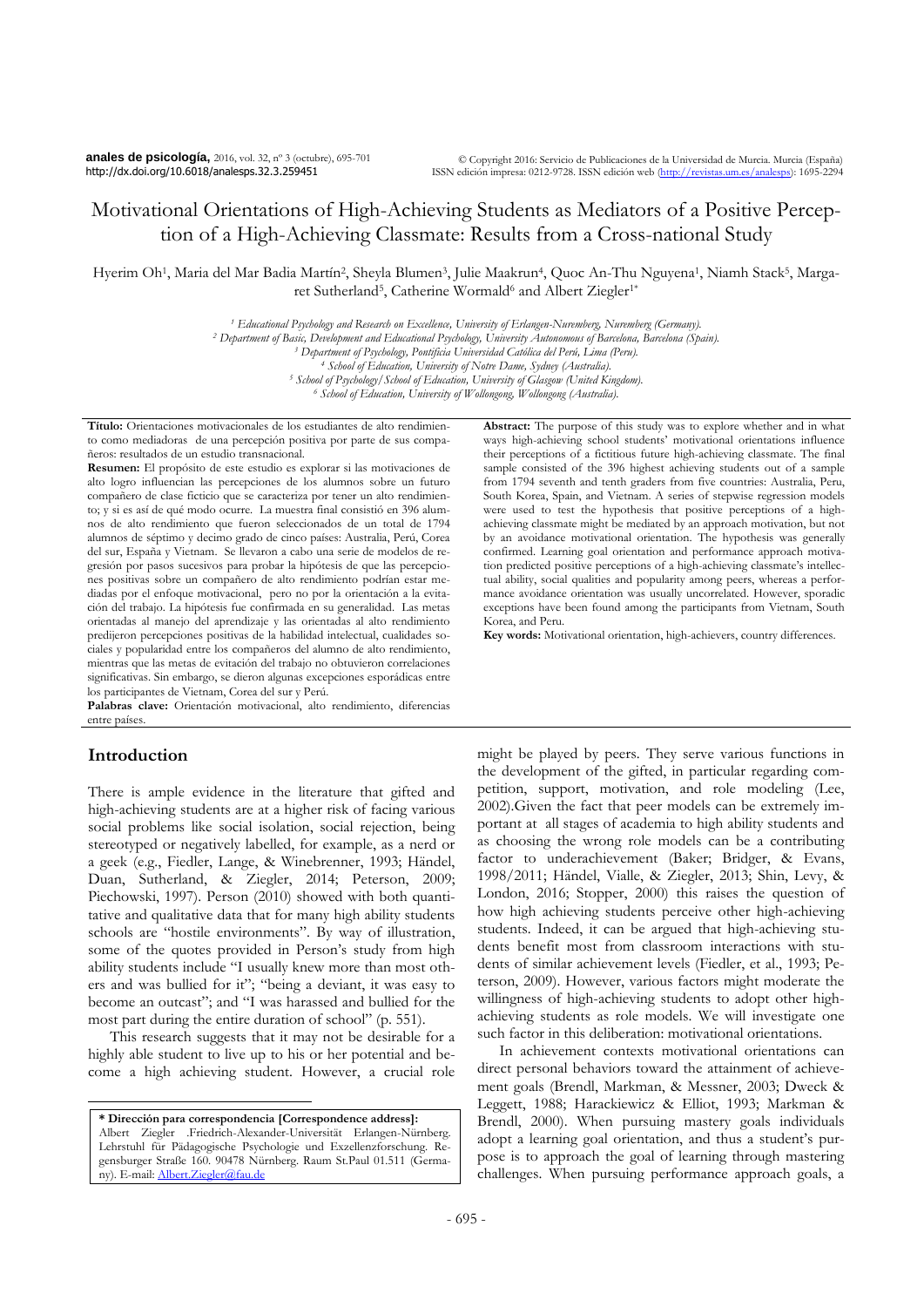# Motivational Orientations of High-Achieving Students as Mediators of a Positive Perception of a High-Achieving Classmate: Results from a Cross-national Study

Hyerim Oh[1], Maria del Mar Badia Martín[2], Sheyla Blumen[3], Julie Maakrun[4], Quoc An-Thu Nguyena[1], Niamh Stack[5], Margaret Sutherland[5], Catherine Wormald[6] and Albert Ziegler[1*]

[1] *Educational Psychology and Research on Excellence, University of Erlangen-Nuremberg, Nuremberg (Germany).*
[2] *Department of Basic, Development and Educational Psychology, University Autonomous of Barcelona, Barcelona (Spain).*
[3] *Department of Psychology, Pontificia Universidad Católica del Perú, Lima (Peru).*
[4] *School of Education, University of Notre Dame, Sydney (Australia).*
[5] *School of Psychology/School of Education, University of Glasgow (United Kingdom).*
[6] *School of Education, University of Wollongong, Wollongong (Australia).*

**Título:** Orientaciones motivacionales de los estudiantes de alto rendimiento como mediadoras de una percepción positiva por parte de sus compañeros: resultados de un estudio transnacional.

**Resumen:** El propósito de este estudio es explorar si las motivaciones de alto logro influencian las percepciones de los alumnos sobre un futuro compañero de clase ficticio que se caracteriza por tener un alto rendimiento; y si es así de qué modo ocurre. La muestra final consistió en 396 alumnos de alto rendimiento que fueron seleccionados de un total de 1794 alumnos de séptimo y decimo grado de cinco países: Australia, Perú, Corea del sur, España y Vietnam. Se llevaron a cabo una serie de modelos de regresión por pasos sucesivos para probar la hipótesis de que las percepciones positivas sobre un compañero de alto rendimiento podrían estar mediadas por el enfoque motivacional, pero no por la orientación a la evitación del trabajo. La hipótesis fue confirmada en su generalidad. Las metas orientadas al manejo del aprendizaje y las orientadas al alto rendimiento predijeron percepciones positivas de la habilidad intelectual, cualidades sociales y popularidad entre los compañeros del alumno de alto rendimiento, mientras que las metas de evitación del trabajo no obtuvieron correlaciones significativas. Sin embargo, se dieron algunas excepciones esporádicas entre los participantes de Vietnam, Corea del sur y Perú.

**Palabras clave:** Orientación motivacional, alto rendimiento, diferencias entre países.

**Abstract:** The purpose of this study was to explore whether and in what ways high-achieving school students' motivational orientations influence their perceptions of a fictitious future high-achieving classmate. The final sample consisted of the 396 highest achieving students out of a sample from 1794 seventh and tenth graders from five countries: Australia, Peru, South Korea, Spain, and Vietnam. A series of stepwise regression models were used to test the hypothesis that positive perceptions of a high-achieving classmate might be mediated by an approach motivation, but not by an avoidance motivational orientation. The hypothesis was generally confirmed. Learning goal orientation and performance approach motivation predicted positive perceptions of a high-achieving classmate's intellectual ability, social qualities and popularity among peers, whereas a performance avoidance orientation was usually uncorrelated. However, sporadic exceptions have been found among the participants from Vietnam, South Korea, and Peru.

**Key words:** Motivational orientation, high-achievers, country differences.

## Introduction

There is ample evidence in the literature that gifted and high-achieving students are at a higher risk of facing various social problems like social isolation, social rejection, being stereotyped or negatively labelled, for example, as a nerd or a geek (e.g., Fiedler, Lange, & Winebrenner, 1993; Händel, Duan, Sutherland, & Ziegler, 2014; Peterson, 2009; Piechowski, 1997). Person (2010) showed with both quantitative and qualitative data that for many high ability students schools are "hostile environments". By way of illustration, some of the quotes provided in Person's study from high ability students include "I usually knew more than most others and was bullied for it"; "being a deviant, it was easy to become an outcast"; and "I was harassed and bullied for the most part during the entire duration of school" (p. 551).

This research suggests that it may not be desirable for a highly able student to live up to his or her potential and become a high achieving student. However, a crucial role might be played by peers. They serve various functions in the development of the gifted, in particular regarding competition, support, motivation, and role modeling (Lee, 2002).Given the fact that peer models can be extremely important at all stages of academia to high ability students and as choosing the wrong role models can be a contributing factor to underachievement (Baker; Bridger, & Evans, 1998/2011; Händel, Vialle, & Ziegler, 2013; Shin, Levy, & London, 2016; Stopper, 2000) this raises the question of how high achieving students perceive other high-achieving students. Indeed, it can be argued that high-achieving students benefit most from classroom interactions with students of similar achievement levels (Fiedler, et al., 1993; Peterson, 2009). However, various factors might moderate the willingness of high-achieving students to adopt other high-achieving students as role models. We will investigate one such factor in this deliberation: motivational orientations.

In achievement contexts motivational orientations can direct personal behaviors toward the attainment of achievement goals (Brendl, Markman, & Messner, 2003; Dweck & Leggett, 1988; Harackiewicz & Elliot, 1993; Markman & Brendl, 2000). When pursuing mastery goals individuals adopt a learning goal orientation, and thus a student's purpose is to approach the goal of learning through mastering challenges. When pursuing performance approach goals, a

---

**\* Dirección para correspondencia [Correspondence address]:**
Albert Ziegler .Friedrich-Alexander-Universität Erlangen-Nürnberg. Lehrstuhl für Pädagogische Psychologie und Exzellenzforschung. Regensburger Straße 160. 90478 Nürnberg. Raum St.Paul 01.511 (Germany). E-mail: Albert.Ziegler@fau.de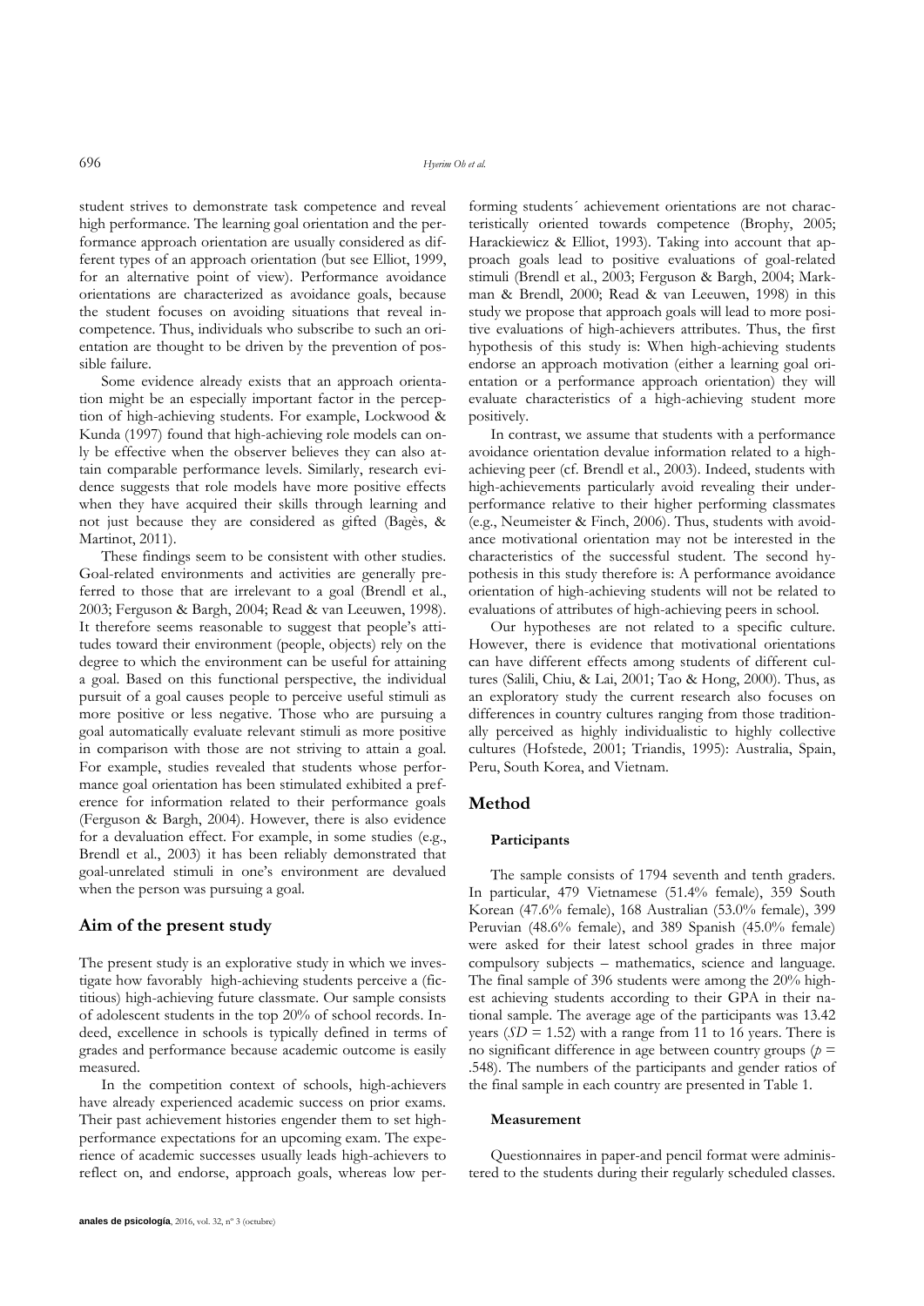student strives to demonstrate task competence and reveal high performance. The learning goal orientation and the performance approach orientation are usually considered as different types of an approach orientation (but see Elliot, 1999, for an alternative point of view). Performance avoidance orientations are characterized as avoidance goals, because the student focuses on avoiding situations that reveal incompetence. Thus, individuals who subscribe to such an orientation are thought to be driven by the prevention of possible failure.

Some evidence already exists that an approach orientation might be an especially important factor in the perception of high-achieving students. For example, Lockwood & Kunda (1997) found that high-achieving role models can only be effective when the observer believes they can also attain comparable performance levels. Similarly, research evidence suggests that role models have more positive effects when they have acquired their skills through learning and not just because they are considered as gifted (Bagès, & Martinot, 2011).

These findings seem to be consistent with other studies. Goal-related environments and activities are generally preferred to those that are irrelevant to a goal (Brendl et al., 2003; Ferguson & Bargh, 2004; Read & van Leeuwen, 1998). It therefore seems reasonable to suggest that people's attitudes toward their environment (people, objects) rely on the degree to which the environment can be useful for attaining a goal. Based on this functional perspective, the individual pursuit of a goal causes people to perceive useful stimuli as more positive or less negative. Those who are pursuing a goal automatically evaluate relevant stimuli as more positive in comparison with those are not striving to attain a goal. For example, studies revealed that students whose performance goal orientation has been stimulated exhibited a preference for information related to their performance goals (Ferguson & Bargh, 2004). However, there is also evidence for a devaluation effect. For example, in some studies (e.g., Brendl et al., 2003) it has been reliably demonstrated that goal-unrelated stimuli in one's environment are devalued when the person was pursuing a goal.

## Aim of the present study

The present study is an explorative study in which we investigate how favorably high-achieving students perceive a (fictitious) high-achieving future classmate. Our sample consists of adolescent students in the top 20% of school records. Indeed, excellence in schools is typically defined in terms of grades and performance because academic outcome is easily measured.

In the competition context of schools, high-achievers have already experienced academic success on prior exams. Their past achievement histories engender them to set high-performance expectations for an upcoming exam. The experience of academic successes usually leads high-achievers to reflect on, and endorse, approach goals, whereas low performing students´ achievement orientations are not characteristically oriented towards competence (Brophy, 2005; Harackiewicz & Elliot, 1993). Taking into account that approach goals lead to positive evaluations of goal-related stimuli (Brendl et al., 2003; Ferguson & Bargh, 2004; Markman & Brendl, 2000; Read & van Leeuwen, 1998) in this study we propose that approach goals will lead to more positive evaluations of high-achievers attributes. Thus, the first hypothesis of this study is: When high-achieving students endorse an approach motivation (either a learning goal orientation or a performance approach orientation) they will evaluate characteristics of a high-achieving student more positively.

In contrast, we assume that students with a performance avoidance orientation devalue information related to a high-achieving peer (cf. Brendl et al., 2003). Indeed, students with high-achievements particularly avoid revealing their underperformance relative to their higher performing classmates (e.g., Neumeister & Finch, 2006). Thus, students with avoidance motivational orientation may not be interested in the characteristics of the successful student. The second hypothesis in this study therefore is: A performance avoidance orientation of high-achieving students will not be related to evaluations of attributes of high-achieving peers in school.

Our hypotheses are not related to a specific culture. However, there is evidence that motivational orientations can have different effects among students of different cultures (Salili, Chiu, & Lai, 2001; Tao & Hong, 2000). Thus, as an exploratory study the current research also focuses on differences in country cultures ranging from those traditionally perceived as highly individualistic to highly collective cultures (Hofstede, 2001; Triandis, 1995): Australia, Spain, Peru, South Korea, and Vietnam.

## Method

### Participants

The sample consists of 1794 seventh and tenth graders. In particular, 479 Vietnamese (51.4% female), 359 South Korean (47.6% female), 168 Australian (53.0% female), 399 Peruvian (48.6% female), and 389 Spanish (45.0% female) were asked for their latest school grades in three major compulsory subjects – mathematics, science and language. The final sample of 396 students were among the 20% highest achieving students according to their GPA in their national sample. The average age of the participants was 13.42 years ($SD$ = 1.52) with a range from 11 to 16 years. There is no significant difference in age between country groups ($p$ = .548). The numbers of the participants and gender ratios of the final sample in each country are presented in Table 1.

### Measurement

Questionnaires in paper-and pencil format were administered to the students during their regularly scheduled classes.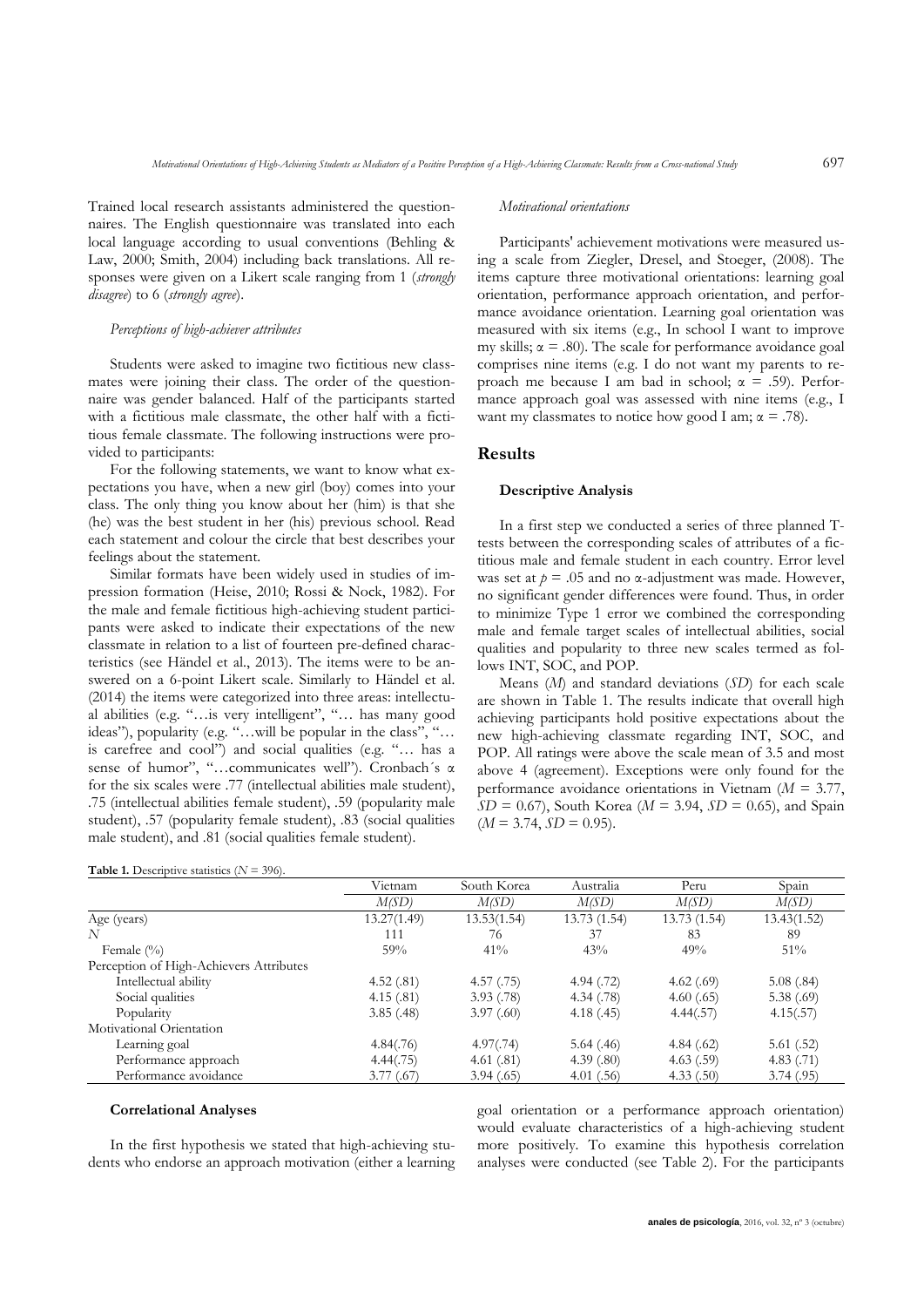Trained local research assistants administered the questionnaires. The English questionnaire was translated into each local language according to usual conventions (Behling & Law, 2000; Smith, 2004) including back translations. All responses were given on a Likert scale ranging from 1 (*strongly disagree*) to 6 (*strongly agree*).

*Perceptions of high-achiever attributes*

Students were asked to imagine two fictitious new classmates were joining their class. The order of the questionnaire was gender balanced. Half of the participants started with a fictitious male classmate, the other half with a fictitious female classmate. The following instructions were provided to participants:

For the following statements, we want to know what expectations you have, when a new girl (boy) comes into your class. The only thing you know about her (him) is that she (he) was the best student in her (his) previous school. Read each statement and colour the circle that best describes your feelings about the statement.

Similar formats have been widely used in studies of impression formation (Heise, 2010; Rossi & Nock, 1982). For the male and female fictitious high-achieving student participants were asked to indicate their expectations of the new classmate in relation to a list of fourteen pre-defined characteristics (see Händel et al., 2013). The items were to be answered on a 6-point Likert scale. Similarly to Händel et al. (2014) the items were categorized into three areas: intellectual abilities (e.g. "…is very intelligent", "… has many good ideas"), popularity (e.g. "…will be popular in the class", "… is carefree and cool") and social qualities (e.g. "… has a sense of humor", "…communicates well"). Cronbach´s α for the six scales were .77 (intellectual abilities male student), .75 (intellectual abilities female student), .59 (popularity male student), .57 (popularity female student), .83 (social qualities male student), and .81 (social qualities female student).

*Motivational orientations*

Participants' achievement motivations were measured using a scale from Ziegler, Dresel, and Stoeger, (2008). The items capture three motivational orientations: learning goal orientation, performance approach orientation, and performance avoidance orientation. Learning goal orientation was measured with six items (e.g., In school I want to improve my skills; α = .80). The scale for performance avoidance goal comprises nine items (e.g. I do not want my parents to reproach me because I am bad in school; α = .59). Performance approach goal was assessed with nine items (e.g., I want my classmates to notice how good I am; α = .78).

## Results

### Descriptive Analysis

In a first step we conducted a series of three planned T-tests between the corresponding scales of attributes of a fictitious male and female student in each country. Error level was set at $p = .05$ and no α-adjustment was made. However, no significant gender differences were found. Thus, in order to minimize Type 1 error we combined the corresponding male and female target scales of intellectual abilities, social qualities and popularity to three new scales termed as follows INT, SOC, and POP.

Means (*M*) and standard deviations (*SD*) for each scale are shown in Table 1. The results indicate that overall high achieving participants hold positive expectations about the new high-achieving classmate regarding INT, SOC, and POP. All ratings were above the scale mean of 3.5 and most above 4 (agreement). Exceptions were only found for the performance avoidance orientations in Vietnam ($M = 3.77$, $SD = 0.67$), South Korea ($M = 3.94$, $SD = 0.65$), and Spain ($M = 3.74$, $SD = 0.95$).

**Table 1.** Descriptive statistics ($N = 396$).

| | Vietnam | South Korea | Australia | Peru | Spain |
|---|---|---|---|---|---|
| | *M(SD)* | *M(SD)* | *M(SD)* | *M(SD)* | *M(SD)* |
| Age (years) | 13.27(1.49) | 13.53(1.54) | 13.73 (1.54) | 13.73 (1.54) | 13.43(1.52) |
| *N* | 111 | 76 | 37 | 83 | 89 |
| Female (%) | 59% | 41% | 43% | 49% | 51% |
| Perception of High-Achievers Attributes | | | | | |
| Intellectual ability | 4.52 (.81) | 4.57 (.75) | 4.94 (.72) | 4.62 (.69) | 5.08 (.84) |
| Social qualities | 4.15 (.81) | 3.93 (.78) | 4.34 (.78) | 4.60 (.65) | 5.38 (.69) |
| Popularity | 3.85 (.48) | 3.97 (.60) | 4.18 (.45) | 4.44(.57) | 4.15(.57) |
| Motivational Orientation | | | | | |
| Learning goal | 4.84(.76) | 4.97(.74) | 5.64 (.46) | 4.84 (.62) | 5.61 (.52) |
| Performance approach | 4.44(.75) | 4.61 (.81) | 4.39 (.80) | 4.63 (.59) | 4.83 (.71) |
| Performance avoidance | 3.77 (.67) | 3.94 (.65) | 4.01 (.56) | 4.33 (.50) | 3.74 (.95) |

### Correlational Analyses

In the first hypothesis we stated that high-achieving students who endorse an approach motivation (either a learning goal orientation or a performance approach orientation) would evaluate characteristics of a high-achieving student more positively. To examine this hypothesis correlation analyses were conducted (see Table 2). For the participants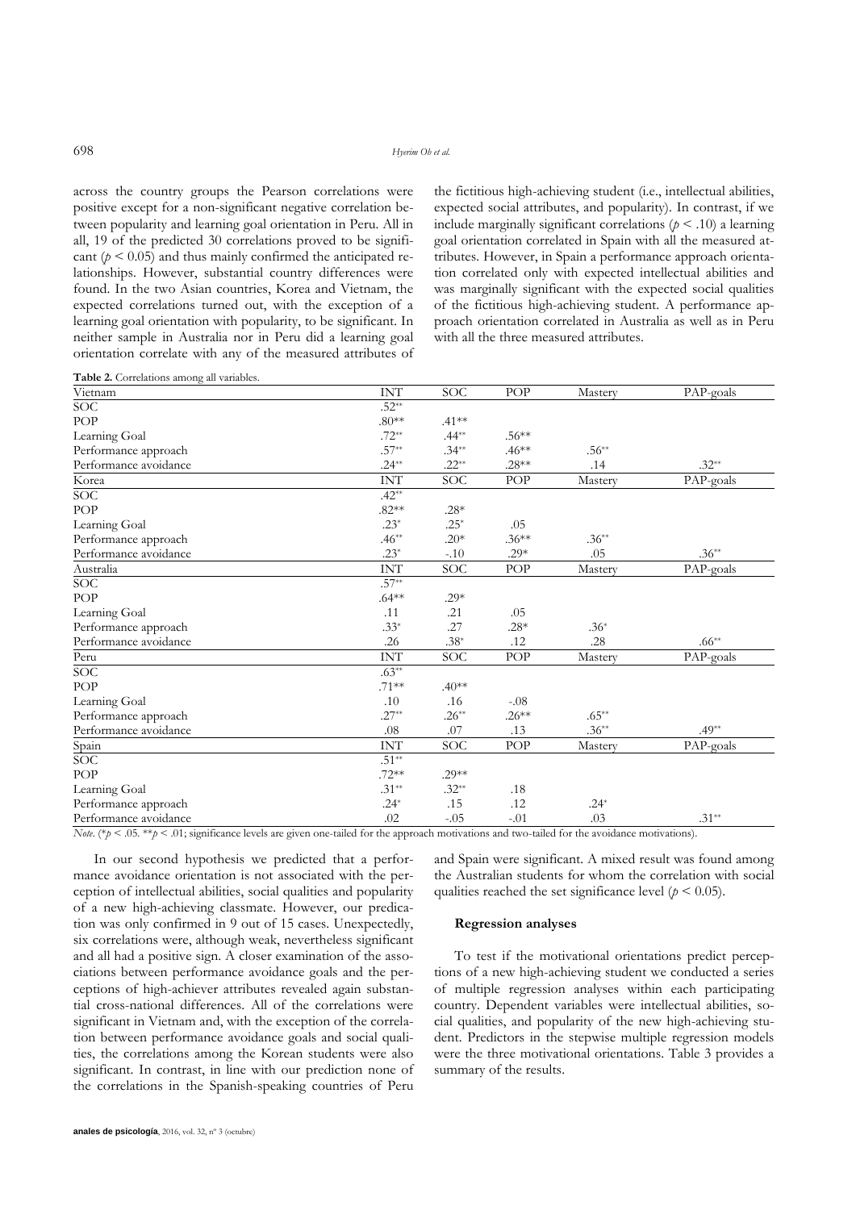across the country groups the Pearson correlations were positive except for a non-significant negative correlation between popularity and learning goal orientation in Peru. All in all, 19 of the predicted 30 correlations proved to be significant ($p < 0.05$) and thus mainly confirmed the anticipated relationships. However, substantial country differences were found. In the two Asian countries, Korea and Vietnam, the expected correlations turned out, with the exception of a learning goal orientation with popularity, to be significant. In neither sample in Australia nor in Peru did a learning goal orientation correlate with any of the measured attributes of the fictitious high-achieving student (i.e., intellectual abilities, expected social attributes, and popularity). In contrast, if we include marginally significant correlations ($p < .10$) a learning goal orientation correlated in Spain with all the measured attributes. However, in Spain a performance approach orientation correlated only with expected intellectual abilities and was marginally significant with the expected social qualities of the fictitious high-achieving student. A performance approach orientation correlated in Australia as well as in Peru with all the three measured attributes.

**Table 2.** Correlations among all variables.

| Vietnam | INT | SOC | POP | Mastery | PAP-goals |
|---|---|---|---|---|---|
| SOC | .52** | | | | |
| POP | .80** | .41** | | | |
| Learning Goal | .72** | .44** | .56** | | |
| Performance approach | .57** | .34** | .46** | .56** | |
| Performance avoidance | .24** | .22** | .28** | .14 | .32** |
| **Korea** | **INT** | **SOC** | **POP** | **Mastery** | **PAP-goals** |
| SOC | .42** | | | | |
| POP | .82** | .28* | | | |
| Learning Goal | .23* | .25* | .05 | | |
| Performance approach | .46** | .20* | .36** | .36** | |
| Performance avoidance | .23* | -.10 | .29* | .05 | .36** |
| **Australia** | **INT** | **SOC** | **POP** | **Mastery** | **PAP-goals** |
| SOC | .57** | | | | |
| POP | .64** | .29* | | | |
| Learning Goal | .11 | .21 | .05 | | |
| Performance approach | .33* | .27 | .28* | .36* | |
| Performance avoidance | .26 | .38* | .12 | .28 | .66** |
| **Peru** | **INT** | **SOC** | **POP** | **Mastery** | **PAP-goals** |
| SOC | .63** | | | | |
| POP | .71** | .40** | | | |
| Learning Goal | .10 | .16 | -.08 | | |
| Performance approach | .27** | .26** | .26** | .65** | |
| Performance avoidance | .08 | .07 | .13 | .36** | .49** |
| **Spain** | **INT** | **SOC** | **POP** | **Mastery** | **PAP-goals** |
| SOC | .51** | | | | |
| POP | .72** | .29** | | | |
| Learning Goal | .31** | .32** | .18 | | |
| Performance approach | .24* | .15 | .12 | .24* | |
| Performance avoidance | .02 | -.05 | -.01 | .03 | .31** |

*Note*. (*$p < .05$. **$p < .01$; significance levels are given one-tailed for the approach motivations and two-tailed for the avoidance motivations).

In our second hypothesis we predicted that a performance avoidance orientation is not associated with the perception of intellectual abilities, social qualities and popularity of a new high-achieving classmate. However, our predication was only confirmed in 9 out of 15 cases. Unexpectedly, six correlations were, although weak, nevertheless significant and all had a positive sign. A closer examination of the associations between performance avoidance goals and the perceptions of high-achiever attributes revealed again substantial cross-national differences. All of the correlations were significant in Vietnam and, with the exception of the correlation between performance avoidance goals and social qualities, the correlations among the Korean students were also significant. In contrast, in line with our prediction none of the correlations in the Spanish-speaking countries of Peru and Spain were significant. A mixed result was found among the Australian students for whom the correlation with social qualities reached the set significance level ($p < 0.05$).

### Regression analyses

To test if the motivational orientations predict perceptions of a new high-achieving student we conducted a series of multiple regression analyses within each participating country. Dependent variables were intellectual abilities, social qualities, and popularity of the new high-achieving student. Predictors in the stepwise multiple regression models were the three motivational orientations. Table 3 provides a summary of the results.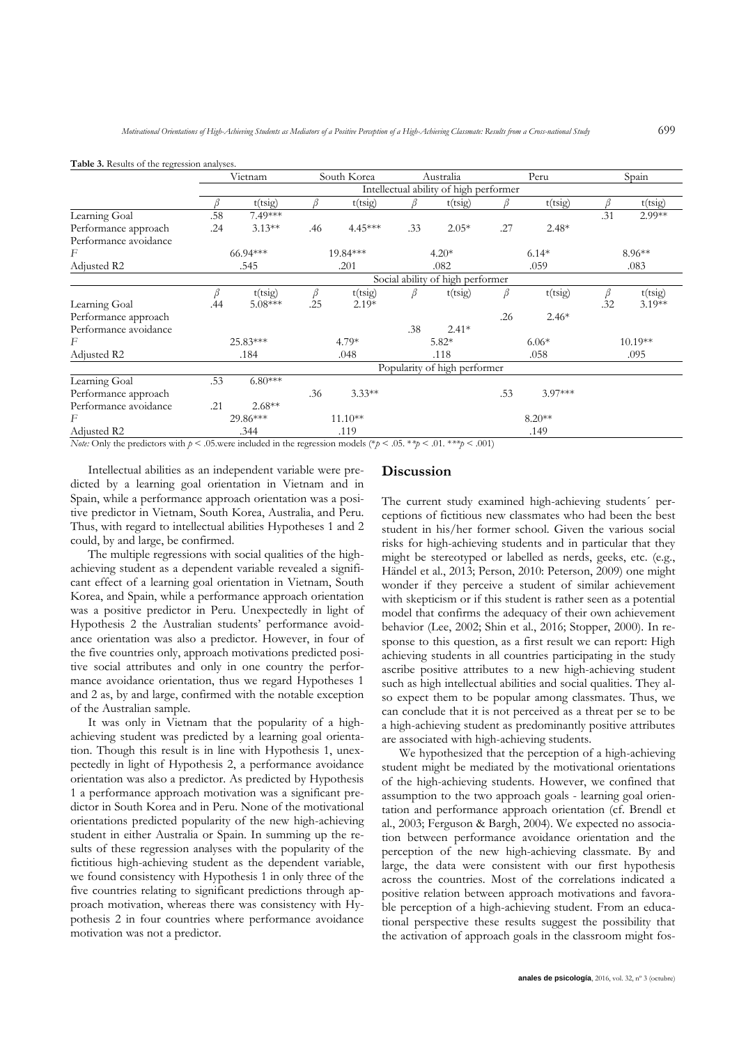**Table 3.** Results of the regression analyses.

| | Vietnam | | South Korea | | Australia | | Peru | | Spain | |
|---|---|---|---|---|---|---|---|---|---|---|
| | Intellectual ability of high performer | | | | | | | | | |
| | $\beta$ | t(tsig) | $\beta$ | t(tsig) | $\beta$ | t(tsig) | $\beta$ | t(tsig) | $\beta$ | t(tsig) |
| Learning Goal | .58 | 7.49*** | | | | | | | .31 | 2.99** |
| Performance approach | .24 | 3.13** | .46 | 4.45*** | .33 | 2.05* | .27 | 2.48* | | |
| Performance avoidance | | | | | | | | | | |
| $F$ | 66.94*** | | 19.84*** | | 4.20* | | 6.14* | | 8.96** | |
| Adjusted R2 | .545 | | .201 | | .082 | | .059 | | .083 | |
| | Social ability of high performer | | | | | | | | | |
| | $\beta$ | t(tsig) | $\beta$ | t(tsig) | $\beta$ | t(tsig) | $\beta$ | t(tsig) | $\beta$ | t(tsig) |
| Learning Goal | .44 | 5.08*** | .25 | 2.19* | | | | | .32 | 3.19** |
| Performance approach | | | | | | | .26 | 2.46* | | |
| Performance avoidance | | | | | .38 | 2.41* | | | | |
| $F$ | 25.83*** | | 4.79* | | 5.82* | | 6.06* | | 10.19** | |
| Adjusted R2 | .184 | | .048 | | .118 | | .058 | | .095 | |
| | Popularity of high performer | | | | | | | | | |
| Learning Goal | .53 | 6.80*** | | | | | | | | |
| Performance approach | | | .36 | 3.33** | | | .53 | 3.97*** | | |
| Performance avoidance | .21 | 2.68** | | | | | | | | |
| $F$ | 29.86*** | | 11.10** | | | | 8.20** | | | |
| Adjusted R2 | .344 | | .119 | | | | .149 | | | |

*Note:* Only the predictors with $p < .05$.were included in the regression models (*$p < .05$. **$p < .01$. ***$p < .001$)

Intellectual abilities as an independent variable were predicted by a learning goal orientation in Vietnam and in Spain, while a performance approach orientation was a positive predictor in Vietnam, South Korea, Australia, and Peru. Thus, with regard to intellectual abilities Hypotheses 1 and 2 could, by and large, be confirmed.

The multiple regressions with social qualities of the high-achieving student as a dependent variable revealed a significant effect of a learning goal orientation in Vietnam, South Korea, and Spain, while a performance approach orientation was a positive predictor in Peru. Unexpectedly in light of Hypothesis 2 the Australian students' performance avoidance orientation was also a predictor. However, in four of the five countries only, approach motivations predicted positive social attributes and only in one country the performance avoidance orientation, thus we regard Hypotheses 1 and 2 as, by and large, confirmed with the notable exception of the Australian sample.

It was only in Vietnam that the popularity of a high-achieving student was predicted by a learning goal orientation. Though this result is in line with Hypothesis 1, unexpectedly in light of Hypothesis 2, a performance avoidance orientation was also a predictor. As predicted by Hypothesis 1 a performance approach motivation was a significant predictor in South Korea and in Peru. None of the motivational orientations predicted popularity of the new high-achieving student in either Australia or Spain. In summing up the results of these regression analyses with the popularity of the fictitious high-achieving student as the dependent variable, we found consistency with Hypothesis 1 in only three of the five countries relating to significant predictions through approach motivation, whereas there was consistency with Hypothesis 2 in four countries where performance avoidance motivation was not a predictor.

## Discussion

The current study examined high-achieving students´ perceptions of fictitious new classmates who had been the best student in his/her former school. Given the various social risks for high-achieving students and in particular that they might be stereotyped or labelled as nerds, geeks, etc. (e.g., Händel et al., 2013; Person, 2010: Peterson, 2009) one might wonder if they perceive a student of similar achievement with skepticism or if this student is rather seen as a potential model that confirms the adequacy of their own achievement behavior (Lee, 2002; Shin et al., 2016; Stopper, 2000). In response to this question, as a first result we can report: High achieving students in all countries participating in the study ascribe positive attributes to a new high-achieving student such as high intellectual abilities and social qualities. They also expect them to be popular among classmates. Thus, we can conclude that it is not perceived as a threat per se to be a high-achieving student as predominantly positive attributes are associated with high-achieving students.

We hypothesized that the perception of a high-achieving student might be mediated by the motivational orientations of the high-achieving students. However, we confined that assumption to the two approach goals - learning goal orientation and performance approach orientation (cf. Brendl et al., 2003; Ferguson & Bargh, 2004). We expected no association between performance avoidance orientation and the perception of the new high-achieving classmate. By and large, the data were consistent with our first hypothesis across the countries. Most of the correlations indicated a positive relation between approach motivations and favorable perception of a high-achieving student. From an educational perspective these results suggest the possibility that the activation of approach goals in the classroom might fos-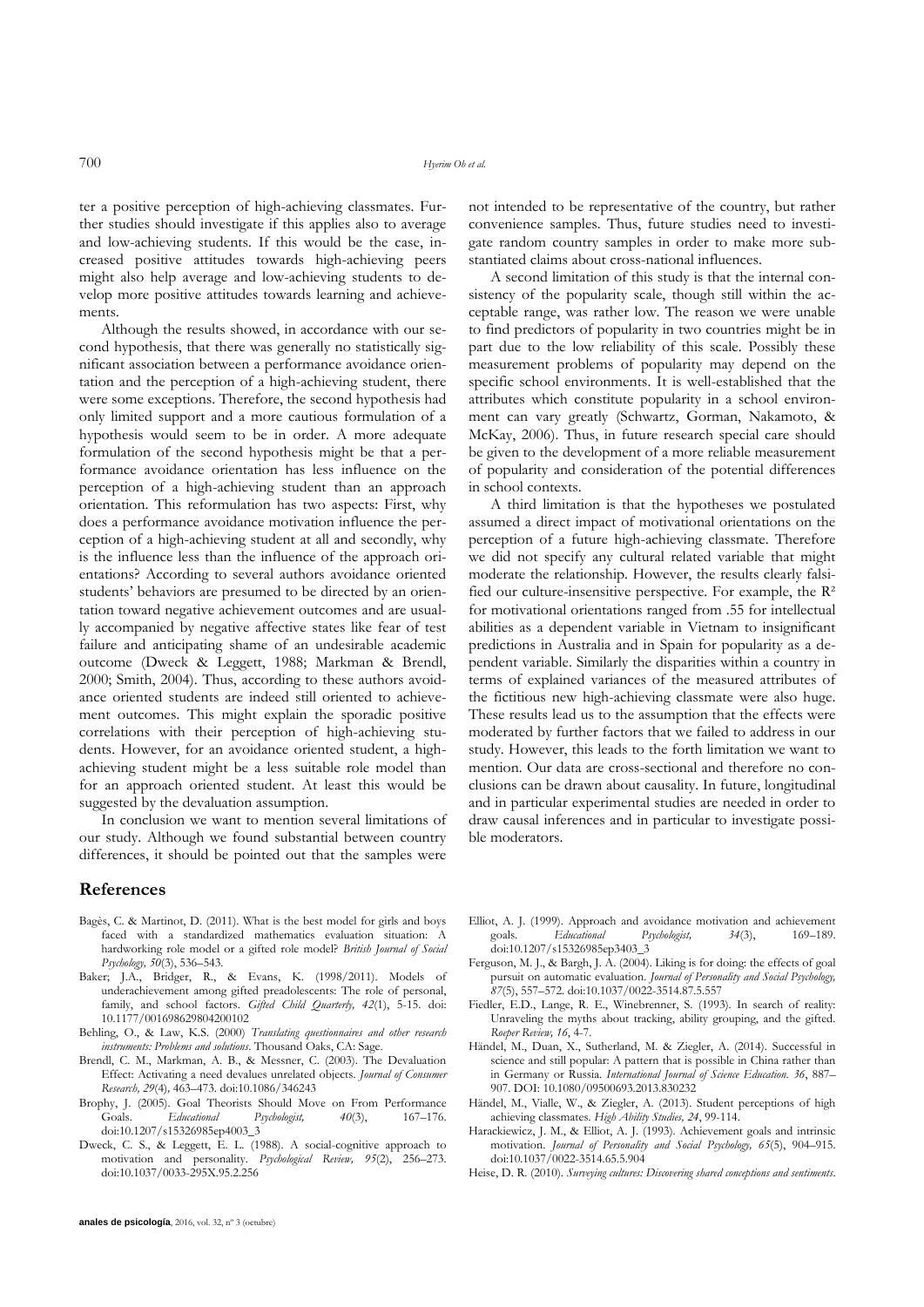ter a positive perception of high-achieving classmates. Further studies should investigate if this applies also to average and low-achieving students. If this would be the case, increased positive attitudes towards high-achieving peers might also help average and low-achieving students to develop more positive attitudes towards learning and achievements.

Although the results showed, in accordance with our second hypothesis, that there was generally no statistically significant association between a performance avoidance orientation and the perception of a high-achieving student, there were some exceptions. Therefore, the second hypothesis had only limited support and a more cautious formulation of a hypothesis would seem to be in order. A more adequate formulation of the second hypothesis might be that a performance avoidance orientation has less influence on the perception of a high-achieving student than an approach orientation. This reformulation has two aspects: First, why does a performance avoidance motivation influence the perception of a high-achieving student at all and secondly, why is the influence less than the influence of the approach orientations? According to several authors avoidance oriented students' behaviors are presumed to be directed by an orientation toward negative achievement outcomes and are usually accompanied by negative affective states like fear of test failure and anticipating shame of an undesirable academic outcome (Dweck & Leggett, 1988; Markman & Brendl, 2000; Smith, 2004). Thus, according to these authors avoidance oriented students are indeed still oriented to achievement outcomes. This might explain the sporadic positive correlations with their perception of high-achieving students. However, for an avoidance oriented student, a high-achieving student might be a less suitable role model than for an approach oriented student. At least this would be suggested by the devaluation assumption.

In conclusion we want to mention several limitations of our study. Although we found substantial between country differences, it should be pointed out that the samples were not intended to be representative of the country, but rather convenience samples. Thus, future studies need to investigate random country samples in order to make more substantiated claims about cross-national influences.

A second limitation of this study is that the internal consistency of the popularity scale, though still within the acceptable range, was rather low. The reason we were unable to find predictors of popularity in two countries might be in part due to the low reliability of this scale. Possibly these measurement problems of popularity may depend on the specific school environments. It is well-established that the attributes which constitute popularity in a school environment can vary greatly (Schwartz, Gorman, Nakamoto, & McKay, 2006). Thus, in future research special care should be given to the development of a more reliable measurement of popularity and consideration of the potential differences in school contexts.

A third limitation is that the hypotheses we postulated assumed a direct impact of motivational orientations on the perception of a future high-achieving classmate. Therefore we did not specify any cultural related variable that might moderate the relationship. However, the results clearly falsified our culture-insensitive perspective. For example, the $R^2$ for motivational orientations ranged from .55 for intellectual abilities as a dependent variable in Vietnam to insignificant predictions in Australia and in Spain for popularity as a dependent variable. Similarly the disparities within a country in terms of explained variances of the measured attributes of the fictitious new high-achieving classmate were also huge. These results lead us to the assumption that the effects were moderated by further factors that we failed to address in our study. However, this leads to the forth limitation we want to mention. Our data are cross-sectional and therefore no conclusions can be drawn about causality. In future, longitudinal and in particular experimental studies are needed in order to draw causal inferences and in particular to investigate possible moderators.

## References

Bagès, C. & Martinot, D. (2011). What is the best model for girls and boys faced with a standardized mathematics evaluation situation: A hardworking role model or a gifted role model? *British Journal of Social Psychology, 50*(3), 536–543.

Baker; J.A., Bridger, R., & Evans, K. (1998/2011). Models of underachievement among gifted preadolescents: The role of personal, family, and school factors. *Gifted Child Quarterly, 42*(1), 5-15. doi: 10.1177/001698629804200102

Behling, O., & Law, K.S. (2000) *Translating questionnaires and other research instruments: Problems and solutions*. Thousand Oaks, CA: Sage.

Brendl, C. M., Markman, A. B., & Messner, C. (2003). The Devaluation Effect: Activating a need devalues unrelated objects. *Journal of Consumer Research, 29*(4), 463–473. doi:10.1086/346243

Brophy, J. (2005). Goal Theorists Should Move on From Performance Goals. *Educational Psychologist, 40*(3), 167–176. doi:10.1207/s15326985ep4003_3

Dweck, C. S., & Leggett, E. L. (1988). A social-cognitive approach to motivation and personality. *Psychological Review, 95*(2), 256–273. doi:10.1037/0033-295X.95.2.256

Elliot, A. J. (1999). Approach and avoidance motivation and achievement goals. *Educational Psychologist, 34*(3), 169–189. doi:10.1207/s15326985ep3403_3

Ferguson, M. J., & Bargh, J. A. (2004). Liking is for doing: the effects of goal pursuit on automatic evaluation. *Journal of Personality and Social Psychology, 87*(5), 557–572. doi:10.1037/0022-3514.87.5.557

Fiedler, E.D., Lange, R. E., Winebrenner, S. (1993). In search of reality: Unraveling the myths about tracking, ability grouping, and the gifted. *Roeper Review, 16*, 4-7.

Händel, M., Duan, X., Sutherland, M. & Ziegler, A. (2014). Successful in science and still popular: A pattern that is possible in China rather than in Germany or Russia. *International Journal of Science Education. 36*, 887–907. DOI: 10.1080/09500693.2013.830232

Händel, M., Vialle, W., & Ziegler, A. (2013). Student perceptions of high achieving classmates. *High Ability Studies, 24*, 99-114.

Harackiewicz, J. M., & Elliot, A. J. (1993). Achievement goals and intrinsic motivation. *Journal of Personality and Social Psychology, 65*(5), 904–915. doi:10.1037/0022-3514.65.5.904

Heise, D. R. (2010). *Surveying cultures: Discovering shared conceptions and sentiments*.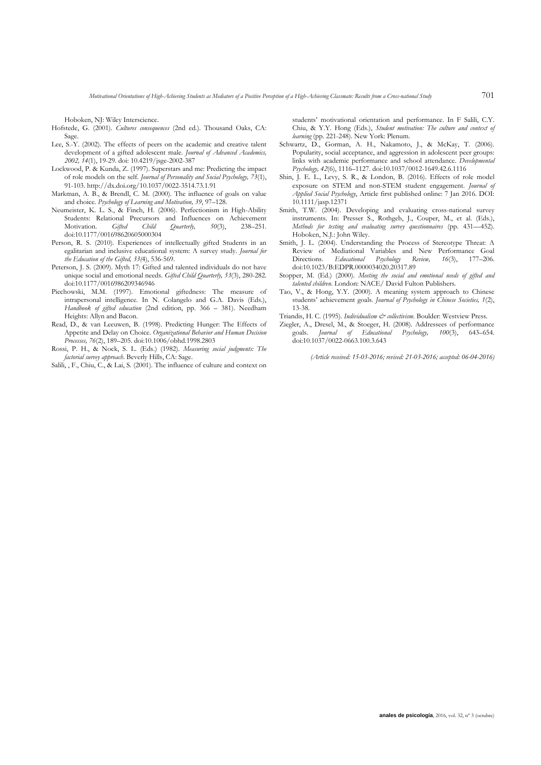Hoboken, NJ: Wiley Interscience.

Hofstede, G. (2001). *Cultures consequences* (2nd ed.). Thousand Oaks, CA: Sage.

Lee, S.-Y. (2002). The effects of peers on the academic and creative talent development of a gifted adolescent male. *Journal of Advanced Academics, 2002, 14*(1), 19-29. doi: 10.4219/jsge-2002-387

Lockwood, P. & Kunda, Z. (1997). Superstars and me: Predicting the impact of role models on the self. *Journal of Personality and Social Psychology, 73*(1), 91-103. http://dx.doi.org/10.1037/0022-3514.73.1.91

Markman, A. B., & Brendl, C. M. (2000). The influence of goals on value and choice. *Psychology of Learning and Motivation, 39*, 97–128.

Neumeister, K. L. S., & Finch, H. (2006). Perfectionism in High-Ability Students: Relational Precursors and Influences on Achievement Motivation. *Gifted Child Quarterly, 50*(3), 238–251. doi:10.1177/001698620605000304

Person, R. S. (2010). Experiences of intellectually gifted Students in an egalitarian and inclusive educational system: A survey study. *Journal for the Education of the Gifted, 33*(4), 536-569.

Peterson, J. S. (2009). Myth 17: Gifted and talented individuals do not have unique social and emotional needs. *Gifted Child Quarterly, 53*(3), 280-282. doi:10.1177/0016986209346946

Piechowski, M.M. (1997). Emotional giftedness: The measure of intrapersonal intelligence. In N. Colangelo and G.A. Davis (Eds.), *Handbook of gifted education* (2nd edition, pp. 366 – 381). Needham Heights: Allyn and Bacon.

Read, D., & van Leeuwen, B. (1998). Predicting Hunger: The Effects of Appetite and Delay on Choice. *Organizational Behavior and Human Decision Processes, 76*(2), 189–205. doi:10.1006/obhd.1998.2803

Rossi, P. H., & Nock, S. L. (Eds.) (1982). *Measuring social judgments: The factorial survey approach*. Beverly Hills, CA: Sage.

Salili, , F., Chiu, C., & Lai, S. (2001). The influence of culture and context on students' motivational orientation and performance. In F Salili, C.Y. Chiu, & Y.Y. Hong (Eds.), *Student motivation: The culture and context of learning* (pp. 221-248). New York: Plenum.

Schwartz, D., Gorman, A. H., Nakamoto, J., & McKay, T. (2006). Popularity, social acceptance, and aggression in adolescent peer groups: links with academic performance and school attendance. *Developmental Psychology, 42*(6), 1116–1127. doi:10.1037/0012-1649.42.6.1116

Shin, J. E. L., Levy, S. R., & London, B. (2016). Effects of role model exposure on STEM and non-STEM student engagement. *Journal of Applied Social Psychology*, Article first published online: 7 Jan 2016. DOI: 10.1111/jasp.12371

Smith, T.W. (2004). Developing and evaluating cross-national survey instruments. In: Presser S., Rothgeb, J., Couper, M., et al. (Eds.), *Methods for testing and evaluating survey questionnaires* (pp. 431—452). Hoboken, N.J.: John Wiley.

Smith, J. L. (2004). Understanding the Process of Stereotype Threat: A Review of Mediational Variables and New Performance Goal Directions. *Educational Psychology Review, 16*(3), 177–206. doi:10.1023/B:EDPR.0000034020.20317.89

Stopper, M. (Ed.) (2000). *Meeting the social and emotional needs of gifted and talented children*. London: NACE/ David Fulton Publishers.

Tao, V., & Hong, Y.Y. (2000). A meaning system approach to Chinese students' achievement goals. *Journal of Psychology in Chinese Societies, 1*(2), 13-38.

Triandis, H. C. (1995). *Individualism & collectivism*. Boulder: Westview Press.

Ziegler, A., Dresel, M., & Stoeger, H. (2008). Addressees of performance goals. *Journal of Educational Psychology, 100*(3), 643–654. doi:10.1037/0022-0663.100.3.643

*(Article received: 15-03-2016; revised: 21-03-2016; accepted: 06-04-2016)*